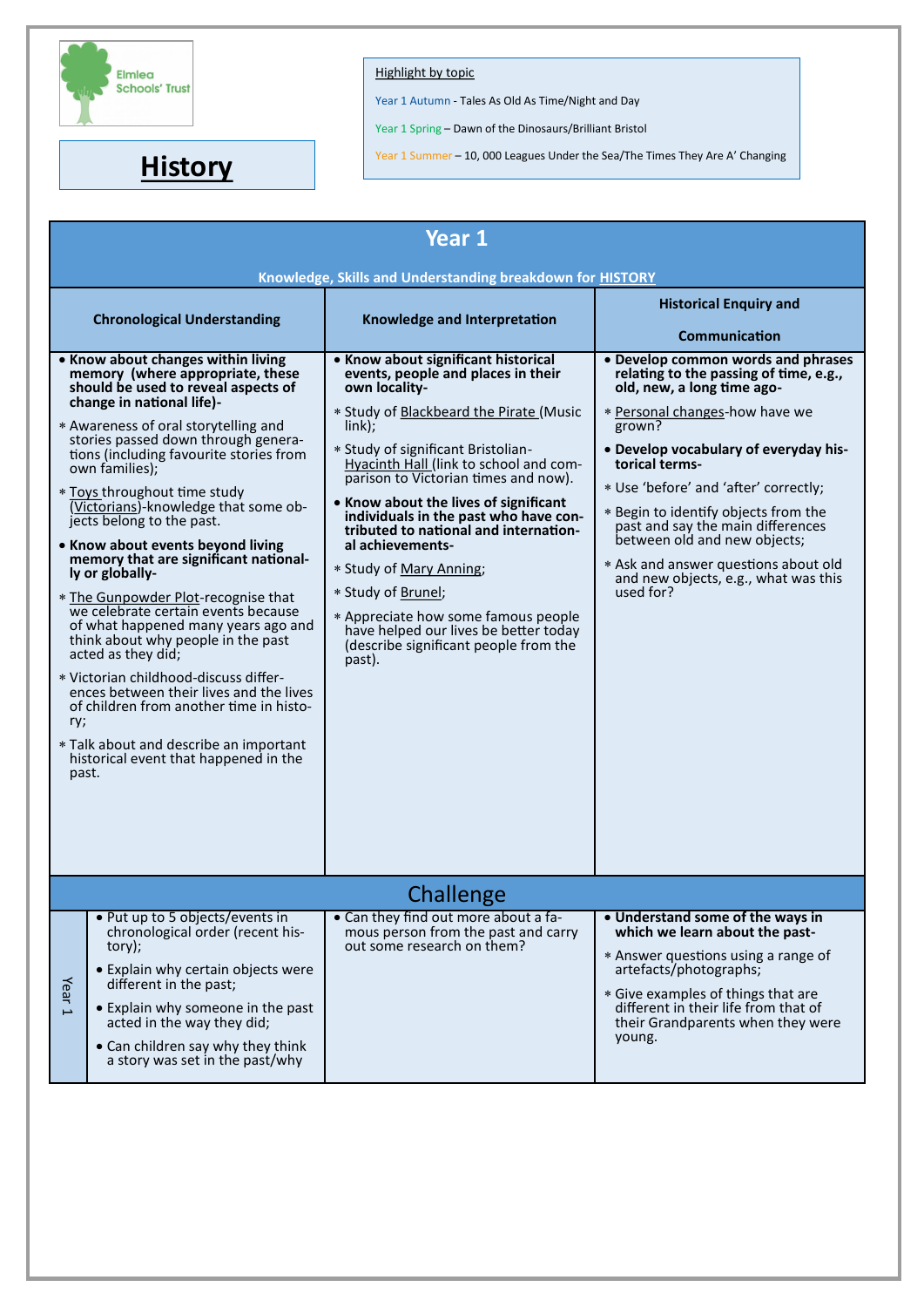Elmlea Schools' Trust

# History

Highlight by topic

Year 1 Autumn - Tales As Old As Time/Night and Day

Year 1 Spring – Dawn of the Dinosaurs/Brilliant Bristol

Year 1 Summer – 10, 000 Leagues Under the Sea/The Times They Are A' Changing

## Year 1

**Knowledge, Skills and Understanding breakdown for HISTORY**

| Chronological Understanding | Knowledge and Interpretation | Historical Enquiry and Communication |
|---|---|---|
| • **Know about changes within living memory (where appropriate, these should be used to reveal aspects of change in national life)-**<br>* Awareness of oral storytelling and stories passed down through generations (including favourite stories from own families);<br>* Toys throughout time study (Victorians)-knowledge that some objects belong to the past.<br>• **Know about events beyond living memory that are significant nationally or globally-**<br>* The Gunpowder Plot-recognise that we celebrate certain events because of what happened many years ago and think about why people in the past acted as they did;<br>* Victorian childhood-discuss differences between their lives and the lives of children from another time in history;<br>* Talk about and describe an important historical event that happened in the past. | • **Know about significant historical events, people and places in their own locality-**<br>* Study of Blackbeard the Pirate (Music link);<br>* Study of significant Bristolian-Hyacinth Hall (link to school and comparison to Victorian times and now).<br>• **Know about the lives of significant individuals in the past who have contributed to national and international achievements-**<br>* Study of Mary Anning;<br>* Study of Brunel;<br>* Appreciate how some famous people have helped our lives be better today (describe significant people from the past). | • **Develop common words and phrases relating to the passing of time, e.g., old, new, a long time ago-**<br>* Personal changes-how have we grown?<br>• **Develop vocabulary of everyday historical terms-**<br>* Use 'before' and 'after' correctly;<br>* Begin to identify objects from the past and say the main differences between old and new objects;<br>* Ask and answer questions about old and new objects, e.g., what was this used for? |

## Challenge

| | | | |
|---|---|---|---|
| Year 1 | • Put up to 5 objects/events in chronological order (recent history);<br>• Explain why certain objects were different in the past;<br>• Explain why someone in the past acted in the way they did;<br>• Can children say why they think a story was set in the past/why | • Can they find out more about a famous person from the past and carry out some research on them? | • **Understand some of the ways in which we learn about the past-**<br>* Answer questions using a range of artefacts/photographs;<br>* Give examples of things that are different in their life from that of their Grandparents when they were young. |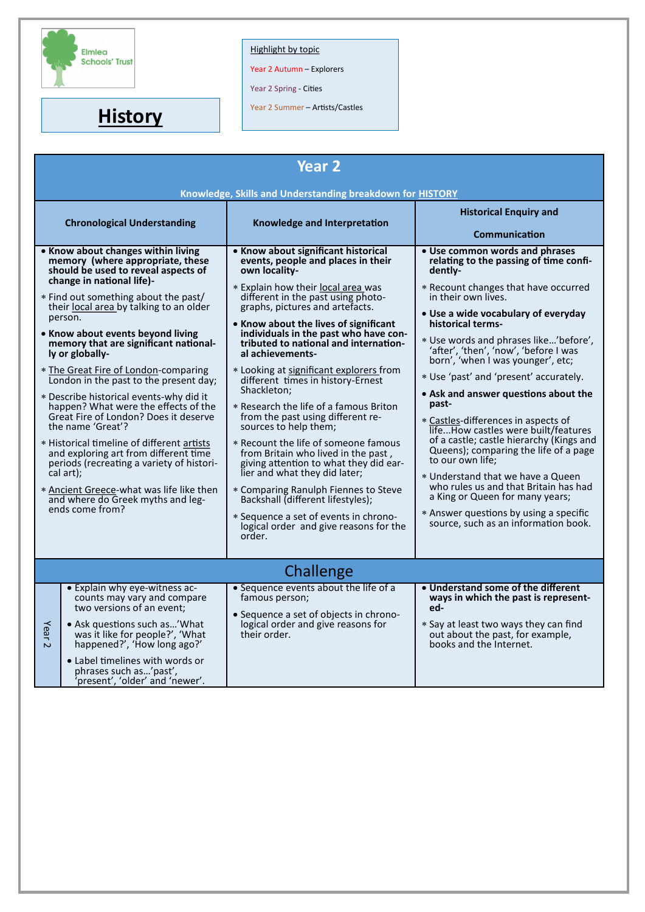Elmlea Schools' Trust

# History

Highlight by topic

Year 2 Autumn – Explorers

Year 2 Spring - Cities

Year 2 Summer – Artists/Castles

## Year 2

**Knowledge, Skills and Understanding breakdown for HISTORY**

| Chronological Understanding | Knowledge and Interpretation | Historical Enquiry and Communication |
|---|---|---|
| • **Know about changes within living memory (where appropriate, these should be used to reveal aspects of change in national life)-**<br>* Find out something about the past/ their local area by talking to an older person.<br>• **Know about events beyond living memory that are significant nationally or globally-**<br>* The Great Fire of London-comparing London in the past to the present day;<br>* Describe historical events-why did it happen? What were the effects of the Great Fire of London? Does it deserve the name 'Great'?<br>* Historical timeline of different artists and exploring art from different time periods (recreating a variety of historical art);<br>* Ancient Greece-what was life like then and where do Greek myths and legends come from? | • **Know about significant historical events, people and places in their own locality-**<br>* Explain how their local area was different in the past using photographs, pictures and artefacts.<br>• **Know about the lives of significant individuals in the past who have contributed to national and international achievements-**<br>* Looking at significant explorers from different times in history-Ernest Shackleton;<br>* Research the life of a famous Briton from the past using different resources to help them;<br>* Recount the life of someone famous from Britain who lived in the past , giving attention to what they did earlier and what they did later;<br>* Comparing Ranulph Fiennes to Steve Backshall (different lifestyles);<br>* Sequence a set of events in chronological order and give reasons for the order. | • **Use common words and phrases relating to the passing of time confidently-**<br>* Recount changes that have occurred in their own lives.<br>• **Use a wide vocabulary of everyday historical terms-**<br>* Use words and phrases like…'before', 'after', 'then', 'now', 'before I was born', 'when I was younger', etc;<br>* Use 'past' and 'present' accurately.<br>• **Ask and answer questions about the past-**<br>* Castles-differences in aspects of life...How castles were built/features of a castle; castle hierarchy (Kings and Queens); comparing the life of a page to our own life;<br>* Understand that we have a Queen who rules us and that Britain has had a King or Queen for many years;<br>* Answer questions by using a specific source, such as an information book. |

## Challenge

| | | | |
|---|---|---|---|
| Year 2 | • Explain why eye-witness accounts may vary and compare two versions of an event;<br>• Ask questions such as…'What was it like for people?', 'What happened?', 'How long ago?'<br>• Label timelines with words or phrases such as…'past', 'present', 'older' and 'newer'. | • Sequence events about the life of a famous person;<br>• Sequence a set of objects in chronological order and give reasons for their order. | • **Understand some of the different ways in which the past is represented-**<br>* Say at least two ways they can find out about the past, for example, books and the Internet. |